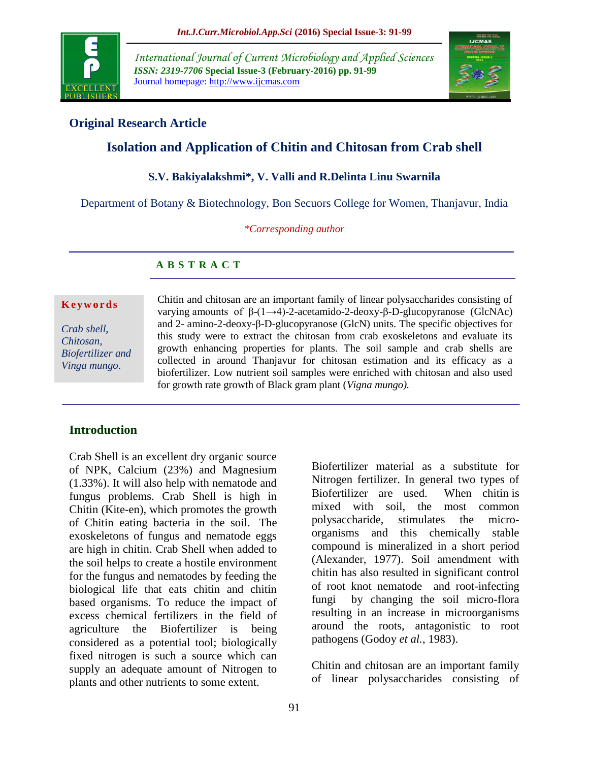## Original Research Article

# Isolation and Application of Chitin and Chitosan from Crab shell

**S.V. Bakiyalakshmi\*, V. Valli and R.Delinta Linu Swarnila**

Department of Botany & Biotechnology, Bon Secuors College for Women, Thanjavur, India

*\*Corresponding author*

## ABSTRACT

**Keywords**

*Crab shell, Chitosan, Biofertilizer and Vinga mungo.*

Chitin and chitosan are an important family of linear polysaccharides consisting of varying amounts of β-(1→4)-2-acetamido-2-deoxy-β-D-glucopyranose (GlcNAc) and 2- amino-2-deoxy-β-D-glucopyranose (GlcN) units. The specific objectives for this study were to extract the chitosan from crab exoskeletons and evaluate its growth enhancing properties for plants. The soil sample and crab shells are collected in around Thanjavur for chitosan estimation and its efficacy as a biofertilizer. Low nutrient soil samples were enriched with chitosan and also used for growth rate growth of Black gram plant (*Vigna mungo).*

## Introduction

Crab Shell is an excellent dry organic source of NPK, Calcium (23%) and Magnesium (1.33%). It will also help with nematode and fungus problems. Crab Shell is high in Chitin (Kite-en), which promotes the growth of Chitin eating bacteria in the soil. The exoskeletons of fungus and nematode eggs are high in chitin. Crab Shell when added to the soil helps to create a hostile environment for the fungus and nematodes by feeding the biological life that eats chitin and chitin based organisms. To reduce the impact of excess chemical fertilizers in the field of agriculture the Biofertilizer is being considered as a potential tool; biologically fixed nitrogen is such a source which can supply an adequate amount of Nitrogen to plants and other nutrients to some extent.

Biofertilizer material as a substitute for Nitrogen fertilizer. In general two types of Biofertilizer are used. When chitin is mixed with soil, the most common polysaccharide, stimulates the micro-organisms and this chemically stable compound is mineralized in a short period (Alexander, 1977). Soil amendment with chitin has also resulted in significant control of root knot nematode and root-infecting fungi by changing the soil micro-flora resulting in an increase in microorganisms around the roots, antagonistic to root pathogens (Godoy *et al.*, 1983).

Chitin and chitosan are an important family of linear polysaccharides consisting of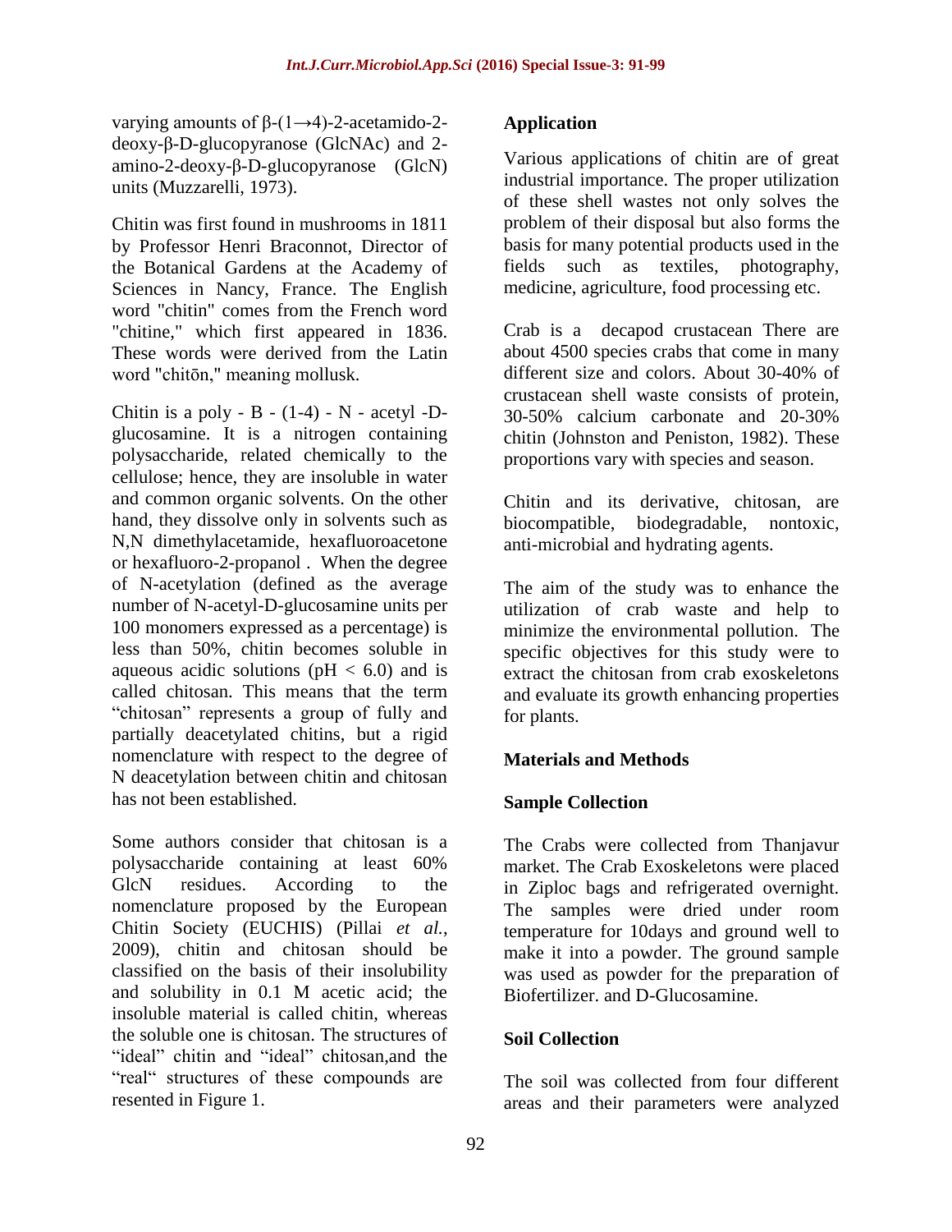varying amounts of β-(1→4)-2-acetamido-2-deoxy-β-D-glucopyranose (GlcNAc) and 2-amino-2-deoxy-β-D-glucopyranose (GlcN) units (Muzzarelli, 1973).

Chitin was first found in mushrooms in 1811 by Professor Henri Braconnot, Director of the Botanical Gardens at the Academy of Sciences in Nancy, France. The English word "chitin" comes from the French word "chitine," which first appeared in 1836. These words were derived from the Latin word "chitōn," meaning mollusk.

Chitin is a poly - B - (1-4) - N - acetyl -D-glucosamine. It is a nitrogen containing polysaccharide, related chemically to the cellulose; hence, they are insoluble in water and common organic solvents. On the other hand, they dissolve only in solvents such as N,N dimethylacetamide, hexafluoroacetone or hexafluoro-2-propanol . When the degree of N-acetylation (defined as the average number of N-acetyl-D-glucosamine units per 100 monomers expressed as a percentage) is less than 50%, chitin becomes soluble in aqueous acidic solutions ($pH < 6.0$) and is called chitosan. This means that the term "chitosan" represents a group of fully and partially deacetylated chitins, but a rigid nomenclature with respect to the degree of N deacetylation between chitin and chitosan has not been established.

Some authors consider that chitosan is a polysaccharide containing at least 60% GlcN residues. According to the nomenclature proposed by the European Chitin Society (EUCHIS) (Pillai *et al.*, 2009), chitin and chitosan should be classified on the basis of their insolubility and solubility in 0.1 M acetic acid; the insoluble material is called chitin, whereas the soluble one is chitosan. The structures of "ideal" chitin and "ideal" chitosan,and the "real" structures of these compounds are resented in Figure 1.

**Application**

Various applications of chitin are of great industrial importance. The proper utilization of these shell wastes not only solves the problem of their disposal but also forms the basis for many potential products used in the fields such as textiles, photography, medicine, agriculture, food processing etc.

Crab is a decapod crustacean There are about 4500 species crabs that come in many different size and colors. About 30-40% of crustacean shell waste consists of protein, 30-50% calcium carbonate and 20-30% chitin (Johnston and Peniston, 1982). These proportions vary with species and season.

Chitin and its derivative, chitosan, are biocompatible, biodegradable, nontoxic, anti-microbial and hydrating agents.

The aim of the study was to enhance the utilization of crab waste and help to minimize the environmental pollution. The specific objectives for this study were to extract the chitosan from crab exoskeletons and evaluate its growth enhancing properties for plants.

## Materials and Methods

### Sample Collection

The Crabs were collected from Thanjavur market. The Crab Exoskeletons were placed in Ziploc bags and refrigerated overnight. The samples were dried under room temperature for 10days and ground well to make it into a powder. The ground sample was used as powder for the preparation of Biofertilizer. and D-Glucosamine.

### Soil Collection

The soil was collected from four different areas and their parameters were analyzed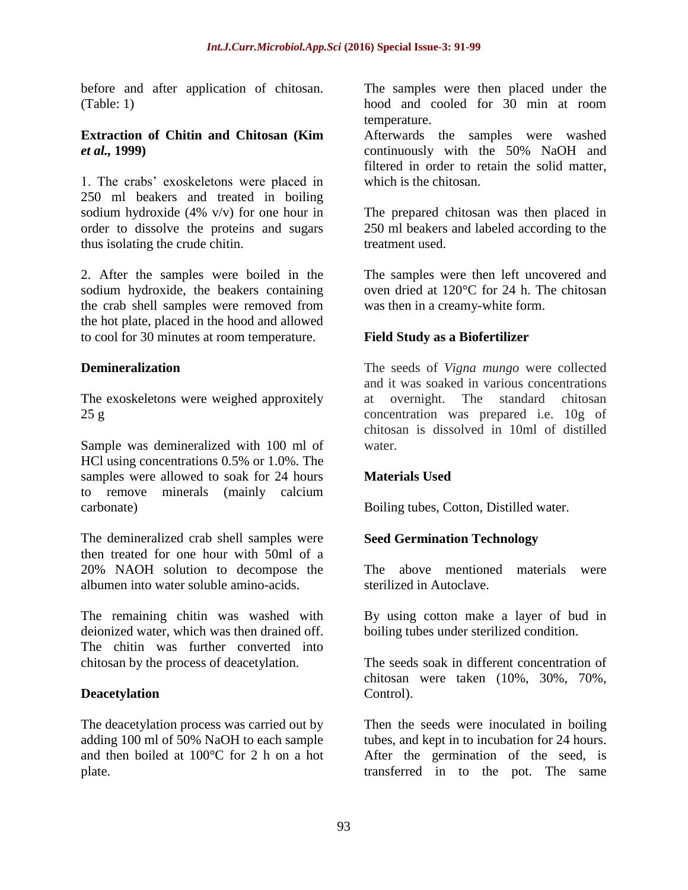before and after application of chitosan. (Table: 1)

**Extraction of Chitin and Chitosan (Kim *et al.,* 1999)**

1. The crabs' exoskeletons were placed in 250 ml beakers and treated in boiling sodium hydroxide (4% v/v) for one hour in order to dissolve the proteins and sugars thus isolating the crude chitin.

2. After the samples were boiled in the sodium hydroxide, the beakers containing the crab shell samples were removed from the hot plate, placed in the hood and allowed to cool for 30 minutes at room temperature.

**Demineralization**

The exoskeletons were weighed approxitely 25 g

Sample was demineralized with 100 ml of HCl using concentrations 0.5% or 1.0%. The samples were allowed to soak for 24 hours to remove minerals (mainly calcium carbonate)

The demineralized crab shell samples were then treated for one hour with 50ml of a 20% NAOH solution to decompose the albumen into water soluble amino-acids.

The remaining chitin was washed with deionized water, which was then drained off. The chitin was further converted into chitosan by the process of deacetylation.

**Deacetylation**

The deacetylation process was carried out by adding 100 ml of 50% NaOH to each sample and then boiled at 100°C for 2 h on a hot plate.

The samples were then placed under the hood and cooled for 30 min at room temperature.

Afterwards the samples were washed continuously with the 50% NaOH and filtered in order to retain the solid matter, which is the chitosan.

The prepared chitosan was then placed in 250 ml beakers and labeled according to the treatment used.

The samples were then left uncovered and oven dried at 120°C for 24 h. The chitosan was then in a creamy-white form.

**Field Study as a Biofertilizer**

The seeds of *Vigna mungo* were collected and it was soaked in various concentrations at overnight. The standard chitosan concentration was prepared i.e. 10g of chitosan is dissolved in 10ml of distilled water.

**Materials Used**

Boiling tubes, Cotton, Distilled water.

**Seed Germination Technology**

The above mentioned materials were sterilized in Autoclave.

By using cotton make a layer of bud in boiling tubes under sterilized condition.

The seeds soak in different concentration of chitosan were taken (10%, 30%, 70%, Control).

Then the seeds were inoculated in boiling tubes, and kept in to incubation for 24 hours. After the germination of the seed, is transferred in to the pot. The same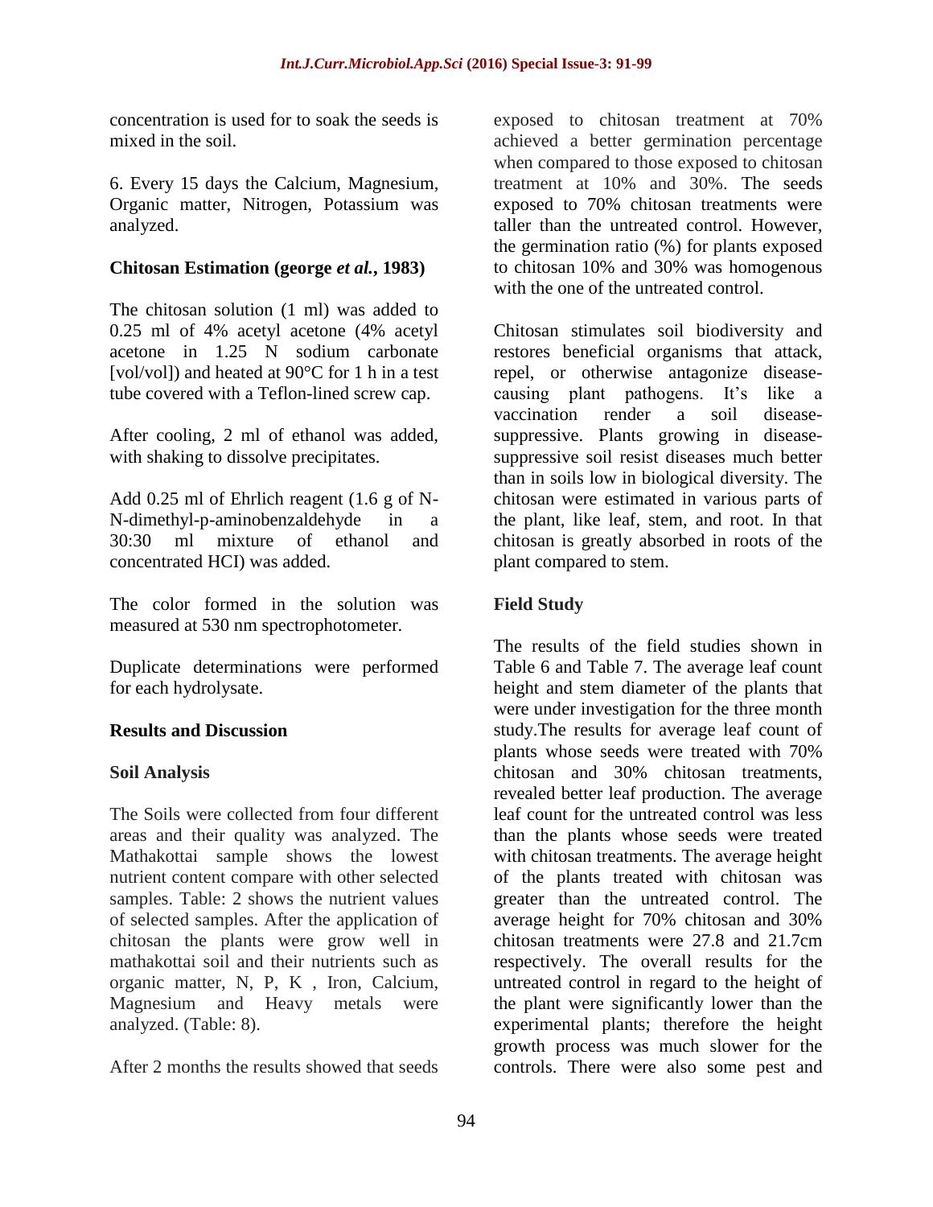concentration is used for to soak the seeds is mixed in the soil.

6. Every 15 days the Calcium, Magnesium, Organic matter, Nitrogen, Potassium was analyzed.

### Chitosan Estimation (george *et al.*, 1983)

The chitosan solution (1 ml) was added to 0.25 ml of 4% acetyl acetone (4% acetyl acetone in 1.25 N sodium carbonate [vol/vol]) and heated at 90°C for 1 h in a test tube covered with a Teflon-lined screw cap.

After cooling, 2 ml of ethanol was added, with shaking to dissolve precipitates.

Add 0.25 ml of Ehrlich reagent (1.6 g of N-N-dimethyl-p-aminobenzaldehyde in a 30:30 ml mixture of ethanol and concentrated HCl) was added.

The color formed in the solution was measured at 530 nm spectrophotometer.

Duplicate determinations were performed for each hydrolysate.

## Results and Discussion

### Soil Analysis

The Soils were collected from four different areas and their quality was analyzed. The Mathakottai sample shows the lowest nutrient content compare with other selected samples. Table: 2 shows the nutrient values of selected samples. After the application of chitosan the plants were grow well in mathakottai soil and their nutrients such as organic matter, N, P, K , Iron, Calcium, Magnesium and Heavy metals were analyzed. (Table: 8).

After 2 months the results showed that seeds exposed to chitosan treatment at 70% achieved a better germination percentage when compared to those exposed to chitosan treatment at 10% and 30%. The seeds exposed to 70% chitosan treatments were taller than the untreated control. However, the germination ratio (%) for plants exposed to chitosan 10% and 30% was homogenous with the one of the untreated control.

Chitosan stimulates soil biodiversity and restores beneficial organisms that attack, repel, or otherwise antagonize disease-causing plant pathogens. It's like a vaccination render a soil disease-suppressive. Plants growing in disease-suppressive soil resist diseases much better than in soils low in biological diversity. The chitosan were estimated in various parts of the plant, like leaf, stem, and root. In that chitosan is greatly absorbed in roots of the plant compared to stem.

### Field Study

The results of the field studies shown in Table 6 and Table 7. The average leaf count height and stem diameter of the plants that were under investigation for the three month study.The results for average leaf count of plants whose seeds were treated with 70% chitosan and 30% chitosan treatments, revealed better leaf production. The average leaf count for the untreated control was less than the plants whose seeds were treated with chitosan treatments. The average height of the plants treated with chitosan was greater than the untreated control. The average height for 70% chitosan and 30% chitosan treatments were 27.8 and 21.7cm respectively. The overall results for the untreated control in regard to the height of the plant were significantly lower than the experimental plants; therefore the height growth process was much slower for the controls. There were also some pest and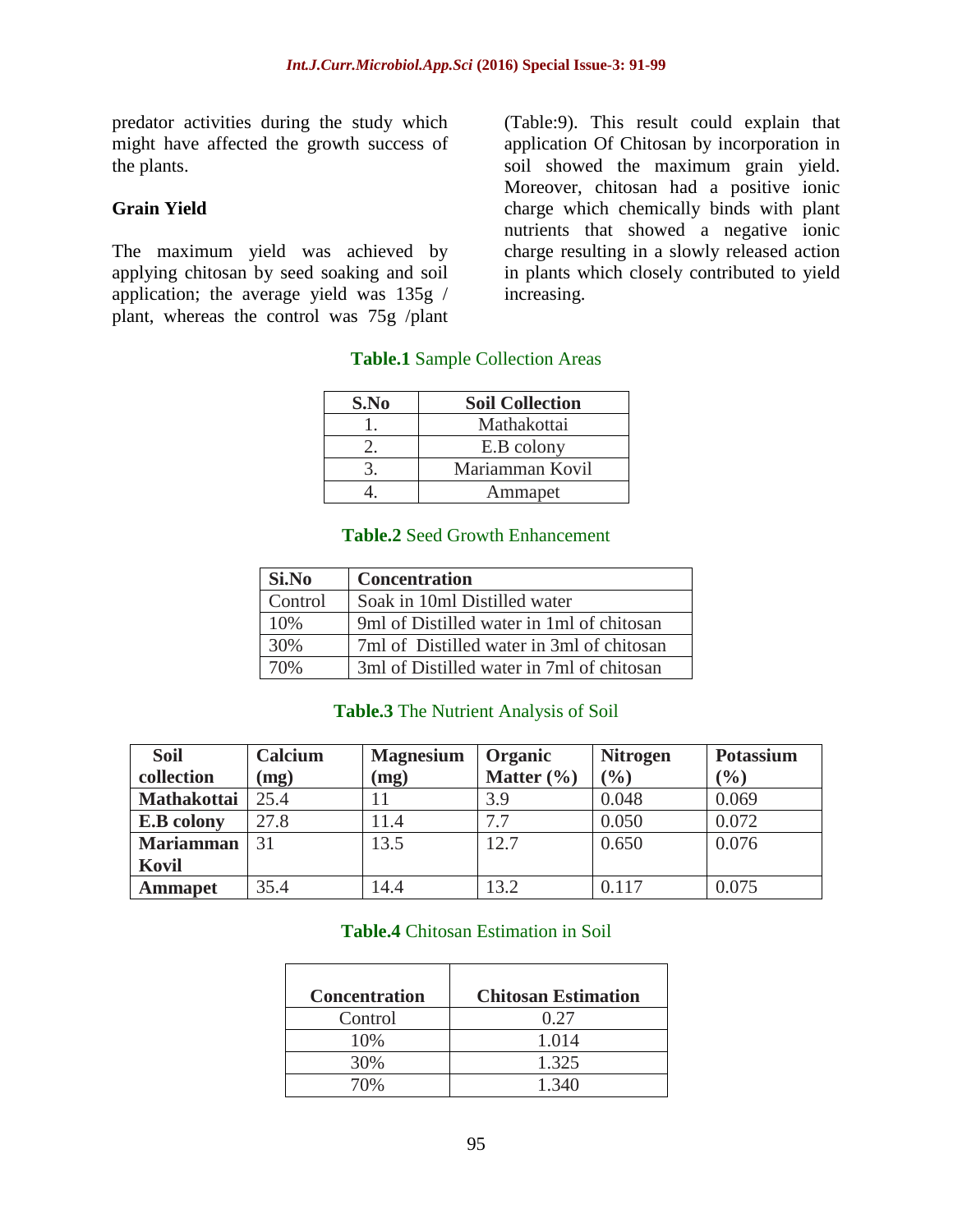predator activities during the study which might have affected the growth success of the plants.

### Grain Yield

The maximum yield was achieved by applying chitosan by seed soaking and soil application; the average yield was 135g / plant, whereas the control was 75g /plant (Table:9). This result could explain that application Of Chitosan by incorporation in soil showed the maximum grain yield. Moreover, chitosan had a positive ionic charge which chemically binds with plant nutrients that showed a negative ionic charge resulting in a slowly released action in plants which closely contributed to yield increasing.

**Table.1** Sample Collection Areas

| S.No | Soil Collection |
|---|---|
| 1. | Mathakottai |
| 2. | E.B colony |
| 3. | Mariamman Kovil |
| 4. | Ammapet |

**Table.2** Seed Growth Enhancement

| Si.No | Concentration |
|---|---|
| Control | Soak in 10ml Distilled water |
| 10% | 9ml of Distilled water in 1ml of chitosan |
| 30% | 7ml of Distilled water in 3ml of chitosan |
| 70% | 3ml of Distilled water in 7ml of chitosan |

**Table.3** The Nutrient Analysis of Soil

| Soil collection | Calcium (mg) | Magnesium (mg) | Organic Matter (%) | Nitrogen (%) | Potassium (%) |
|---|---|---|---|---|---|
| **Mathakottai** | 25.4 | 11 | 3.9 | 0.048 | 0.069 |
| **E.B colony** | 27.8 | 11.4 | 7.7 | 0.050 | 0.072 |
| **Mariamman Kovil** | 31 | 13.5 | 12.7 | 0.650 | 0.076 |
| **Ammapet** | 35.4 | 14.4 | 13.2 | 0.117 | 0.075 |

**Table.4** Chitosan Estimation in Soil

| Concentration | Chitosan Estimation |
|---|---|
| Control | 0.27 |
| 10% | 1.014 |
| 30% | 1.325 |
| 70% | 1.340 |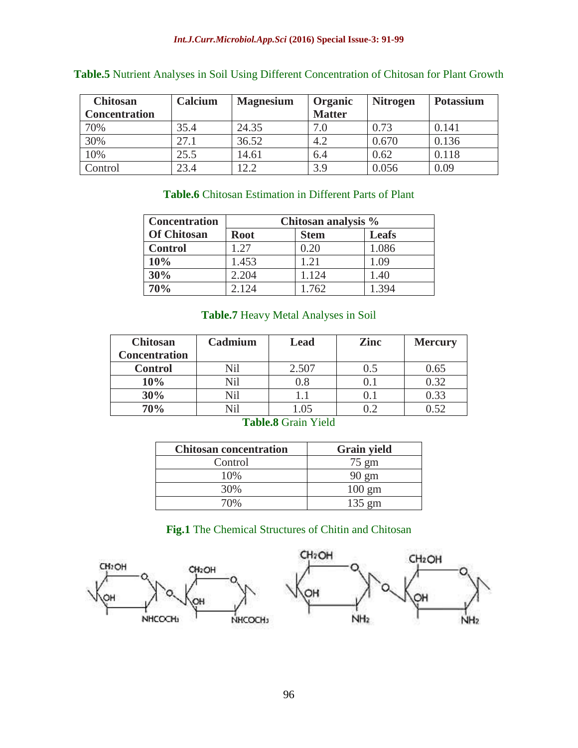**Table.5** Nutrient Analyses in Soil Using Different Concentration of Chitosan for Plant Growth

| Chitosan Concentration | Calcium | Magnesium | Organic Matter | Nitrogen | Potassium |
|---|---|---|---|---|---|
| 70% | 35.4 | 24.35 | 7.0 | 0.73 | 0.141 |
| 30% | 27.1 | 36.52 | 4.2 | 0.670 | 0.136 |
| 10% | 25.5 | 14.61 | 6.4 | 0.62 | 0.118 |
| Control | 23.4 | 12.2 | 3.9 | 0.056 | 0.09 |

**Table.6** Chitosan Estimation in Different Parts of Plant

| Concentration Of Chitosan | Chitosan analysis % | | |
|---|---|---|---|
| | Root | Stem | Leafs |
| **Control** | 1.27 | 0.20 | 1.086 |
| **10%** | 1.453 | 1.21 | 1.09 |
| **30%** | 2.204 | 1.124 | 1.40 |
| **70%** | 2.124 | 1.762 | 1.394 |

**Table.7** Heavy Metal Analyses in Soil

| Chitosan Concentration | Cadmium | Lead | Zinc | Mercury |
|---|---|---|---|---|
| **Control** | Nil | 2.507 | 0.5 | 0.65 |
| **10%** | Nil | 0.8 | 0.1 | 0.32 |
| **30%** | Nil | 1.1 | 0.1 | 0.33 |
| **70%** | Nil | 1.05 | 0.2 | 0.52 |

**Table.8** Grain Yield

| Chitosan concentration | Grain yield |
|---|---|
| Control | 75 gm |
| 10% | 90 gm |
| 30% | 100 gm |
| 70% | 135 gm |

**Fig.1** The Chemical Structures of Chitin and Chitosan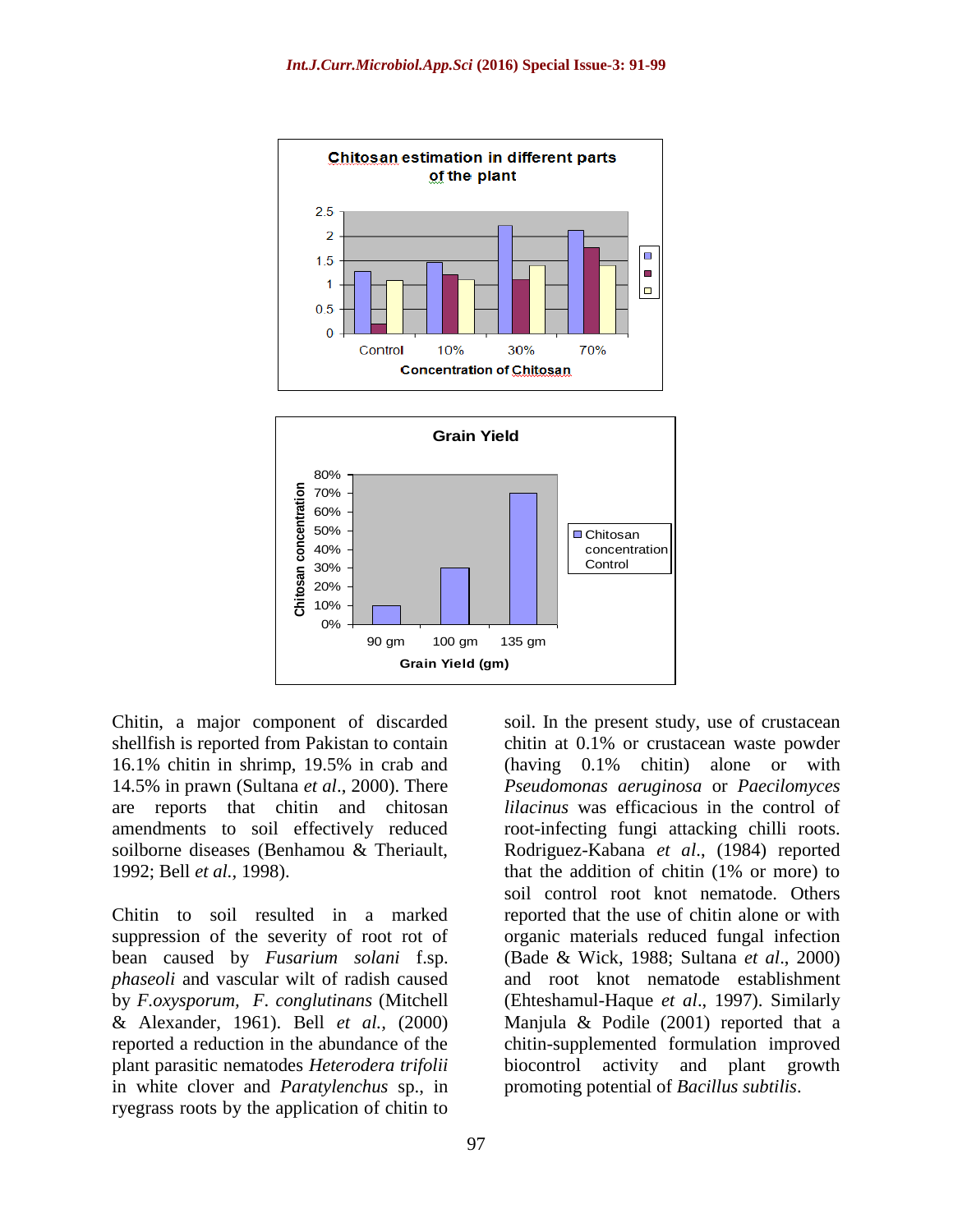Chitin, a major component of discarded shellfish is reported from Pakistan to contain 16.1% chitin in shrimp, 19.5% in crab and 14.5% in prawn (Sultana *et al*., 2000). There are reports that chitin and chitosan amendments to soil effectively reduced soilborne diseases (Benhamou & Theriault, 1992; Bell *et al.*, 1998).

Chitin to soil resulted in a marked suppression of the severity of root rot of bean caused by *Fusarium solani* f.sp. *phaseoli* and vascular wilt of radish caused by *F.oxysporum*, *F. conglutinans* (Mitchell & Alexander, 1961). Bell *et al.*, (2000) reported a reduction in the abundance of the plant parasitic nematodes *Heterodera trifolii* in white clover and *Paratylenchus* sp., in ryegrass roots by the application of chitin to soil. In the present study, use of crustacean chitin at 0.1% or crustacean waste powder (having 0.1% chitin) alone or with *Pseudomonas aeruginosa* or *Paecilomyces lilacinus* was efficacious in the control of root-infecting fungi attacking chilli roots. Rodriguez-Kabana *et al*., (1984) reported that the addition of chitin (1% or more) to soil control root knot nematode. Others reported that the use of chitin alone or with organic materials reduced fungal infection (Bade & Wick, 1988; Sultana *et al*., 2000) and root knot nematode establishment (Ehteshamul-Haque *et al*., 1997). Similarly Manjula & Podile (2001) reported that a chitin-supplemented formulation improved biocontrol activity and plant growth promoting potential of *Bacillus subtilis*.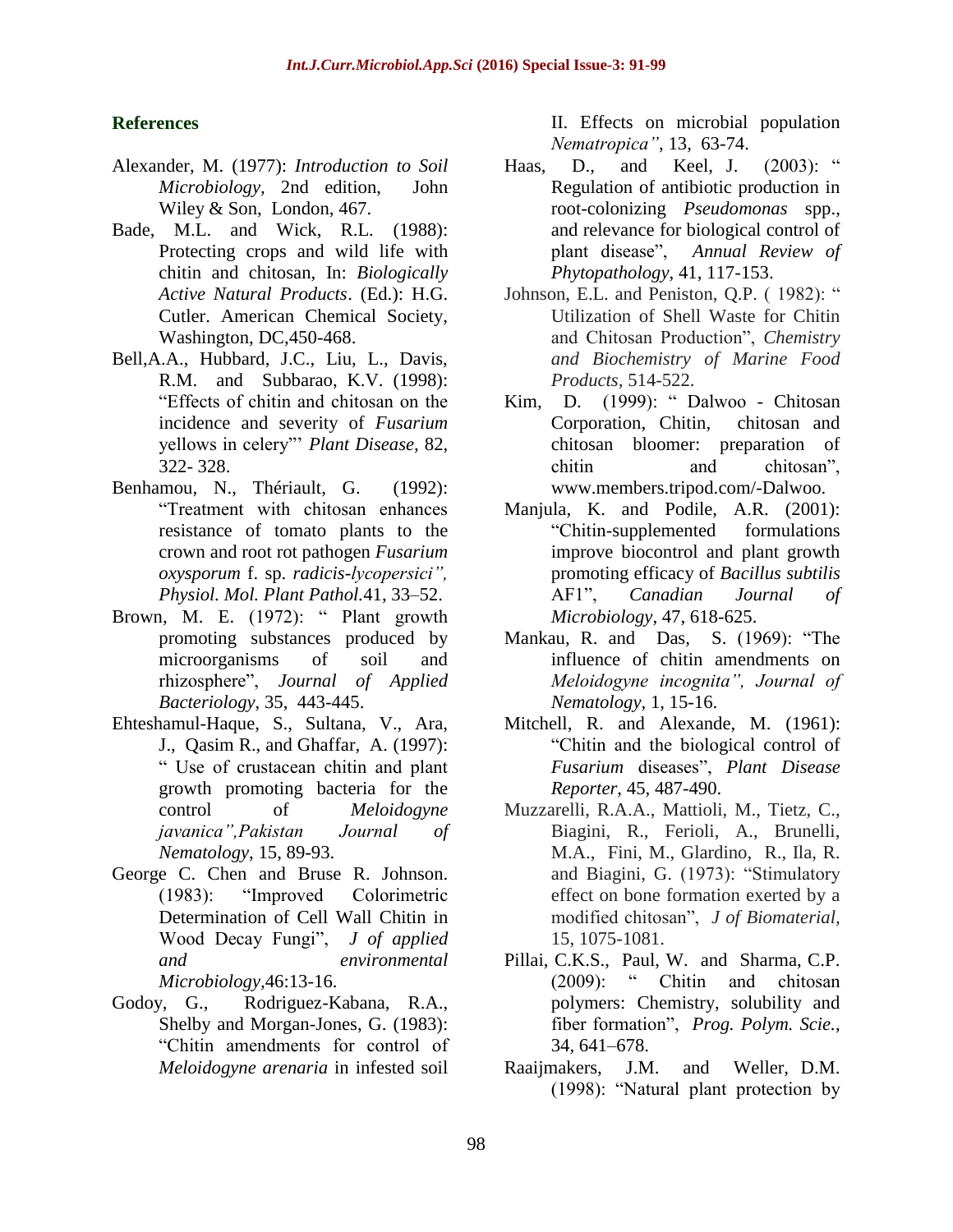## References

Alexander, M. (1977): *Introduction to Soil Microbiology*, 2nd edition, John Wiley & Son, London, 467.

Bade, M.L. and Wick, R.L. (1988): Protecting crops and wild life with chitin and chitosan, In: *Biologically Active Natural Products*. (Ed.): H.G. Cutler. American Chemical Society, Washington, DC,450-468.

Bell,A.A., Hubbard, J.C., Liu, L., Davis, R.M. and Subbarao, K.V. (1998): "Effects of chitin and chitosan on the incidence and severity of *Fusarium* yellows in celery"' *Plant Disease*, 82, 322- 328.

Benhamou, N., Thériault, G. (1992): "Treatment with chitosan enhances resistance of tomato plants to the crown and root rot pathogen *Fusarium oxysporum* f. sp. *radicis-lycopersici", Physiol. Mol. Plant Pathol.*41, 33–52.

Brown, M. E. (1972): " Plant growth promoting substances produced by microorganisms of soil and rhizosphere", *Journal of Applied Bacteriology*, 35, 443-445.

Ehteshamul-Haque, S., Sultana, V., Ara, J., Qasim R., and Ghaffar, A. (1997): " Use of crustacean chitin and plant growth promoting bacteria for the control of *Meloidogyne javanica",Pakistan Journal of Nematology*, 15, 89-93.

George C. Chen and Bruse R. Johnson. (1983): "Improved Colorimetric Determination of Cell Wall Chitin in Wood Decay Fungi", *J of applied and environmental Microbiology*,46:13-16.

Godoy, G., Rodriguez-Kabana, R.A., Shelby and Morgan-Jones, G. (1983): "Chitin amendments for control of *Meloidogyne arenaria* in infested soil II. Effects on microbial population *Nematropica"*, 13, 63-74.

Haas, D., and Keel, J. (2003): " Regulation of antibiotic production in root-colonizing *Pseudomonas* spp., and relevance for biological control of plant disease", *Annual Review of Phytopathology*, 41, 117-153.

Johnson, E.L. and Peniston, Q.P. ( 1982): " Utilization of Shell Waste for Chitin and Chitosan Production", *Chemistry and Biochemistry of Marine Food Products*, 514-522.

Kim, D. (1999): " Dalwoo - Chitosan Corporation, Chitin, chitosan and chitosan bloomer: preparation of chitin and chitosan", www.members.tripod.com/-Dalwoo.

Manjula, K. and Podile, A.R. (2001): "Chitin-supplemented formulations improve biocontrol and plant growth promoting efficacy of *Bacillus subtilis* AF1", *Canadian Journal of Microbiology*, 47, 618-625.

Mankau, R. and Das, S. (1969): "The influence of chitin amendments on *Meloidogyne incognita", Journal of Nematology*, 1, 15-16.

Mitchell, R. and Alexande, M. (1961): "Chitin and the biological control of *Fusarium* diseases", *Plant Disease Reporter*, 45, 487-490.

Muzzarelli, R.A.A., Mattioli, M., Tietz, C., Biagini, R., Ferioli, A., Brunelli, M.A., Fini, M., Glardino, R., Ila, R. and Biagini, G. (1973): "Stimulatory effect on bone formation exerted by a modified chitosan", *J of Biomaterial*, 15, 1075-1081.

Pillai, C.K.S., Paul, W. and Sharma, C.P. (2009): " Chitin and chitosan polymers: Chemistry, solubility and fiber formation", *Prog. Polym. Scie.*, 34, 641–678.

Raaijmakers, J.M. and Weller, D.M. (1998): "Natural plant protection by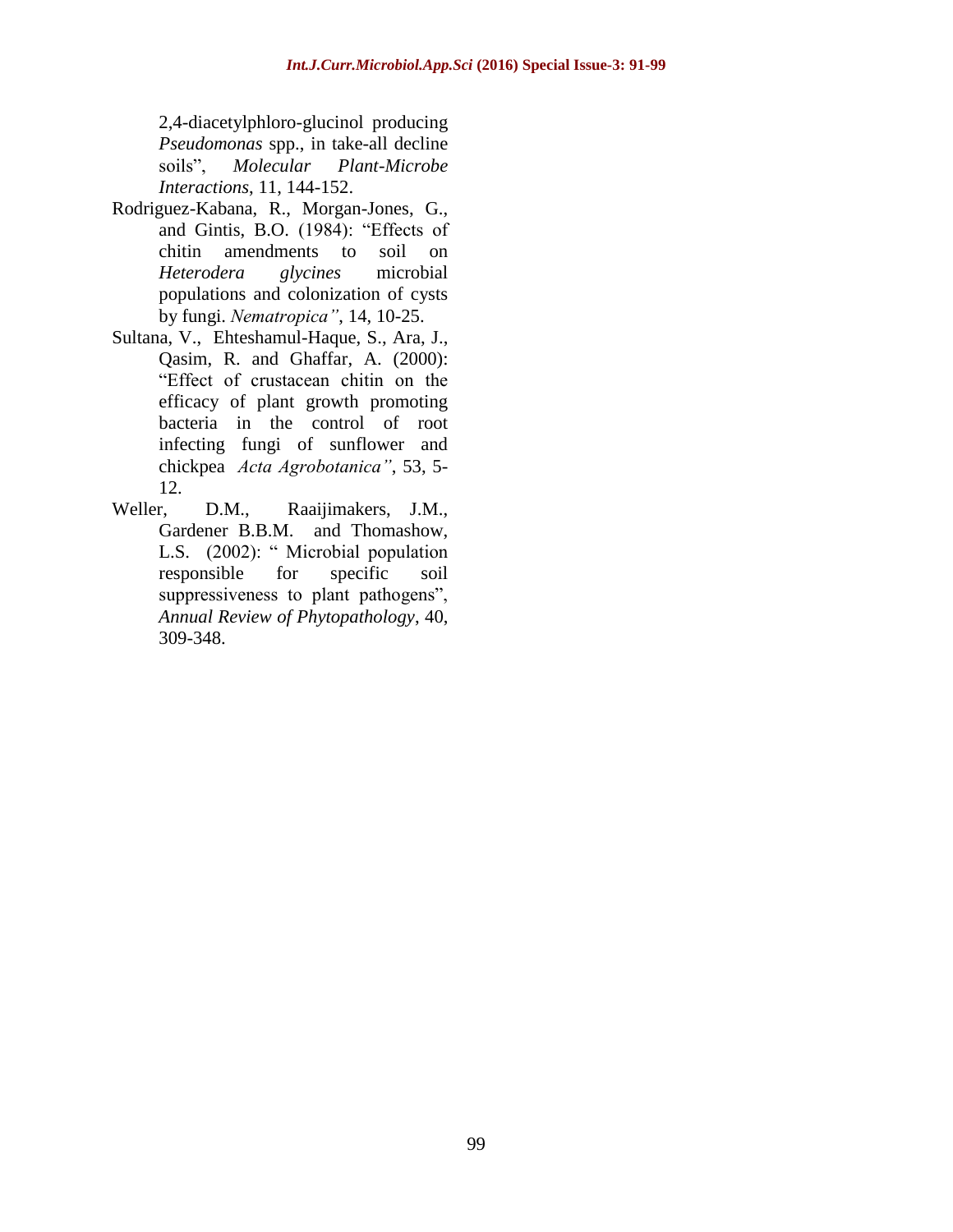2,4-diacetylphloro-glucinol producing *Pseudomonas* spp., in take-all decline soils", *Molecular Plant-Microbe Interactions*, 11, 144-152.

Rodriguez-Kabana, R., Morgan-Jones, G., and Gintis, B.O. (1984): "Effects of chitin amendments to soil on *Heterodera glycines* microbial populations and colonization of cysts by fungi. *Nematropica"*, 14, 10-25.

Sultana, V., Ehteshamul-Haque, S., Ara, J., Qasim, R. and Ghaffar, A. (2000): "Effect of crustacean chitin on the efficacy of plant growth promoting bacteria in the control of root infecting fungi of sunflower and chickpea *Acta Agrobotanica"*, 53, 5-12.

Weller, D.M., Raaijimakers, J.M., Gardener B.B.M. and Thomashow, L.S. (2002): " Microbial population responsible for specific soil suppressiveness to plant pathogens", *Annual Review of Phytopathology*, 40, 309-348.